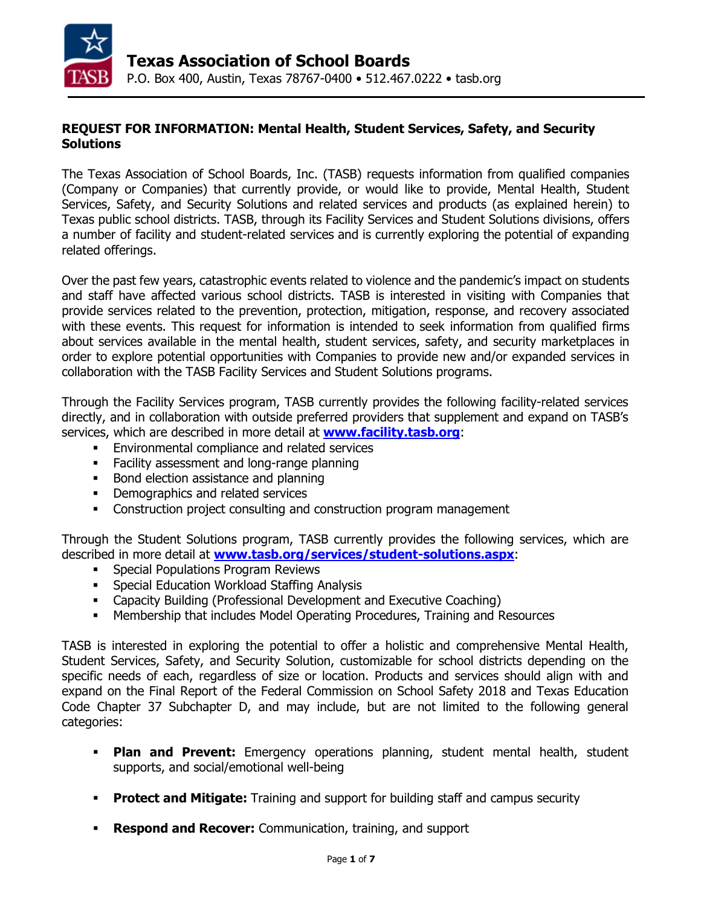# Texas Association of School Boards

P.O. Box 400, Austin, Texas 78767-0400 • 512.467.0222 • tasb.org

## REQUEST FOR INFORMATION: Mental Health, Student Services, Safety, and Security Solutions

The Texas Association of School Boards, Inc. (TASB) requests information from qualified companies (Company or Companies) that currently provide, or would like to provide, Mental Health, Student Services, Safety, and Security Solutions and related services and products (as explained herein) to Texas public school districts. TASB, through its Facility Services and Student Solutions divisions, offers a number of facility and student-related services and is currently exploring the potential of expanding related offerings.

Over the past few years, catastrophic events related to violence and the pandemic's impact on students and staff have affected various school districts. TASB is interested in visiting with Companies that provide services related to the prevention, protection, mitigation, response, and recovery associated with these events. This request for information is intended to seek information from qualified firms about services available in the mental health, student services, safety, and security marketplaces in order to explore potential opportunities with Companies to provide new and/or expanded services in collaboration with the TASB Facility Services and Student Solutions programs.

Through the Facility Services program, TASB currently provides the following facility-related services directly, and in collaboration with outside preferred providers that supplement and expand on TASB's services, which are described in more detail at **www.facility.tasb.org**:

- Environmental compliance and related services
- Facility assessment and long-range planning
- Bond election assistance and planning
- Demographics and related services
- Construction project consulting and construction program management

Through the Student Solutions program, TASB currently provides the following services, which are described in more detail at **www.tasb.org/services/student-solutions.aspx**:

- Special Populations Program Reviews
- Special Education Workload Staffing Analysis
- Capacity Building (Professional Development and Executive Coaching)
- Membership that includes Model Operating Procedures, Training and Resources

TASB is interested in exploring the potential to offer a holistic and comprehensive Mental Health, Student Services, Safety, and Security Solution, customizable for school districts depending on the specific needs of each, regardless of size or location. Products and services should align with and expand on the Final Report of the Federal Commission on School Safety 2018 and Texas Education Code Chapter 37 Subchapter D, and may include, but are not limited to the following general categories:

- **Plan and Prevent:** Emergency operations planning, student mental health, student supports, and social/emotional well-being
- **Protect and Mitigate:** Training and support for building staff and campus security
- **Respond and Recover:** Communication, training, and support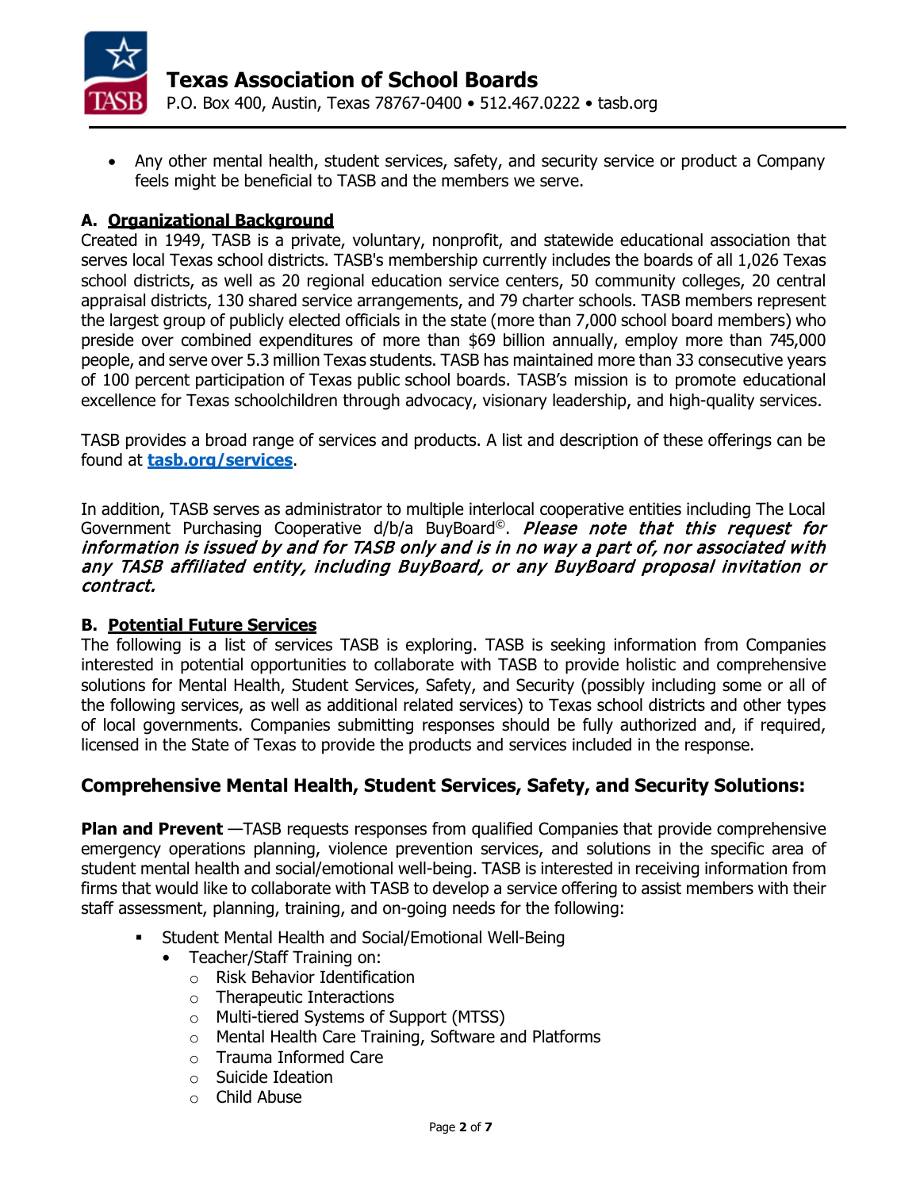- Any other mental health, student services, safety, and security service or product a Company feels might be beneficial to TASB and the members we serve.

### A. Organizational Background

Created in 1949, TASB is a private, voluntary, nonprofit, and statewide educational association that serves local Texas school districts. TASB's membership currently includes the boards of all 1,026 Texas school districts, as well as 20 regional education service centers, 50 community colleges, 20 central appraisal districts, 130 shared service arrangements, and 79 charter schools. TASB members represent the largest group of publicly elected officials in the state (more than 7,000 school board members) who preside over combined expenditures of more than $69 billion annually, employ more than 745,000 people, and serve over 5.3 million Texas students. TASB has maintained more than 33 consecutive years of 100 percent participation of Texas public school boards. TASB's mission is to promote educational excellence for Texas schoolchildren through advocacy, visionary leadership, and high-quality services.

TASB provides a broad range of services and products. A list and description of these offerings can be found at **[tasb.org/services](tasb.org/services)**.

In addition, TASB serves as administrator to multiple interlocal cooperative entities including The Local Government Purchasing Cooperative d/b/a BuyBoard©. ***Please note that this request for information is issued by and for TASB only and is in no way a part of, nor associated with any TASB affiliated entity, including BuyBoard, or any BuyBoard proposal invitation or contract.***

### B. Potential Future Services

The following is a list of services TASB is exploring. TASB is seeking information from Companies interested in potential opportunities to collaborate with TASB to provide holistic and comprehensive solutions for Mental Health, Student Services, Safety, and Security (possibly including some or all of the following services, as well as additional related services) to Texas school districts and other types of local governments. Companies submitting responses should be fully authorized and, if required, licensed in the State of Texas to provide the products and services included in the response.

## Comprehensive Mental Health, Student Services, Safety, and Security Solutions:

**Plan and Prevent** —TASB requests responses from qualified Companies that provide comprehensive emergency operations planning, violence prevention services, and solutions in the specific area of student mental health and social/emotional well-being. TASB is interested in receiving information from firms that would like to collaborate with TASB to develop a service offering to assist members with their staff assessment, planning, training, and on-going needs for the following:

- Student Mental Health and Social/Emotional Well-Being
  - Teacher/Staff Training on:
    - Risk Behavior Identification
    - Therapeutic Interactions
    - Multi-tiered Systems of Support (MTSS)
    - Mental Health Care Training, Software and Platforms
    - Trauma Informed Care
    - Suicide Ideation
    - Child Abuse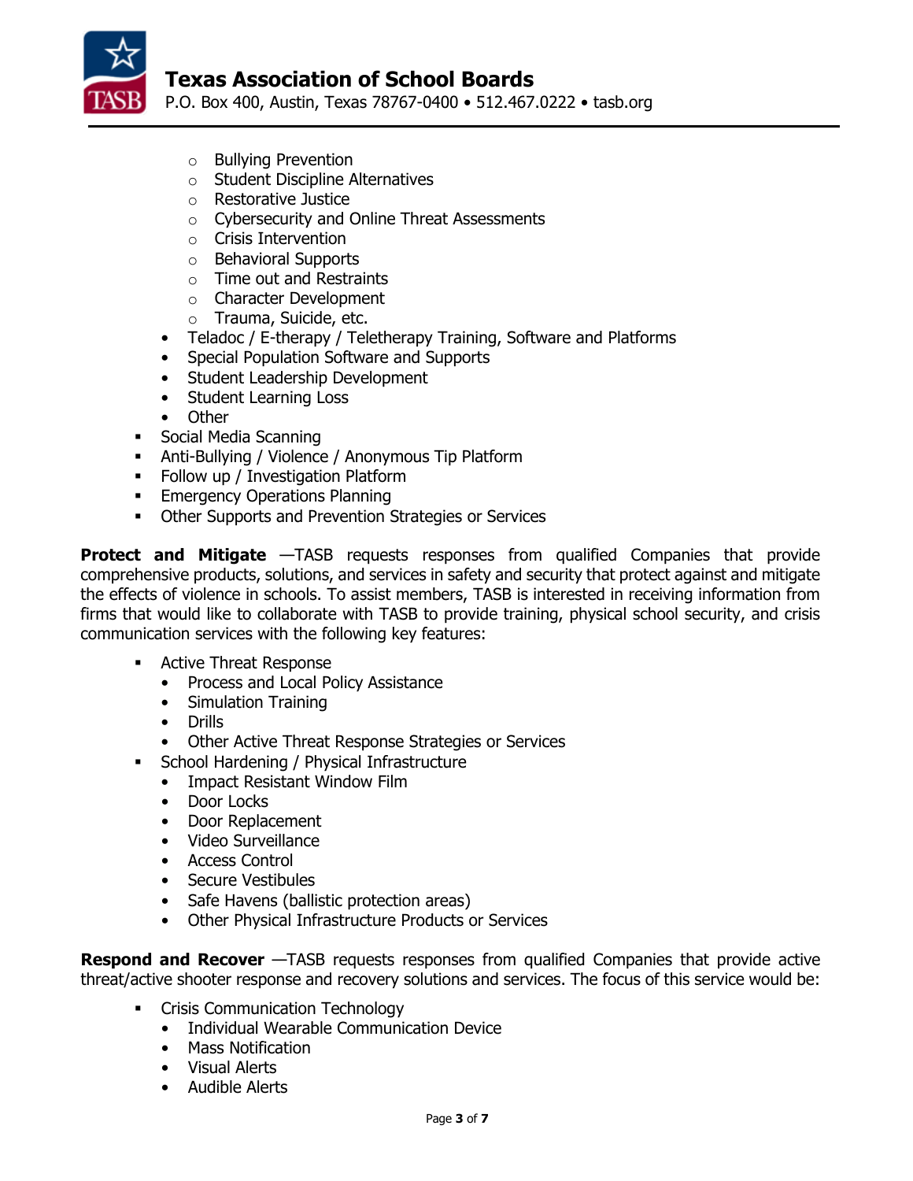- Bullying Prevention
        - Student Discipline Alternatives
        - Restorative Justice
        - Cybersecurity and Online Threat Assessments
        - Crisis Intervention
        - Behavioral Supports
        - Time out and Restraints
        - Character Development
        - Trauma, Suicide, etc.
    - Teladoc / E-therapy / Teletherapy Training, Software and Platforms
    - Special Population Software and Supports
    - Student Leadership Development
    - Student Learning Loss
    - Other
- Social Media Scanning
- Anti-Bullying / Violence / Anonymous Tip Platform
- Follow up / Investigation Platform
- Emergency Operations Planning
- Other Supports and Prevention Strategies or Services

**Protect and Mitigate** —TASB requests responses from qualified Companies that provide comprehensive products, solutions, and services in safety and security that protect against and mitigate the effects of violence in schools. To assist members, TASB is interested in receiving information from firms that would like to collaborate with TASB to provide training, physical school security, and crisis communication services with the following key features:

- Active Threat Response
    - Process and Local Policy Assistance
    - Simulation Training
    - Drills
    - Other Active Threat Response Strategies or Services
- School Hardening / Physical Infrastructure
    - Impact Resistant Window Film
    - Door Locks
    - Door Replacement
    - Video Surveillance
    - Access Control
    - Secure Vestibules
    - Safe Havens (ballistic protection areas)
    - Other Physical Infrastructure Products or Services

**Respond and Recover** —TASB requests responses from qualified Companies that provide active threat/active shooter response and recovery solutions and services. The focus of this service would be:

- Crisis Communication Technology
    - Individual Wearable Communication Device
    - Mass Notification
    - Visual Alerts
    - Audible Alerts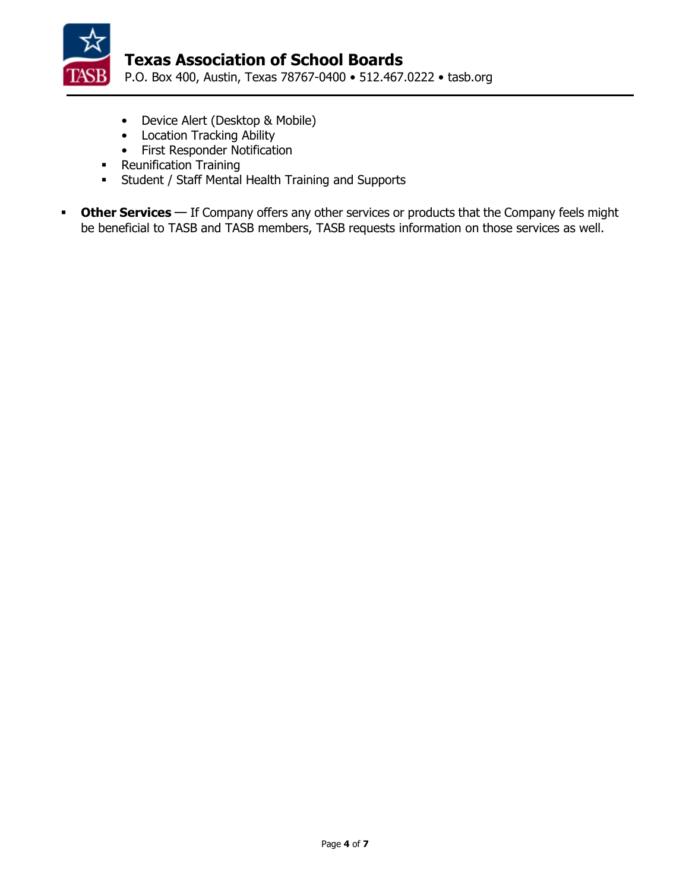- Device Alert (Desktop & Mobile)
    - Location Tracking Ability
    - First Responder Notification
  - Reunification Training
  - Student / Staff Mental Health Training and Supports

- **Other Services** — If Company offers any other services or products that the Company feels might be beneficial to TASB and TASB members, TASB requests information on those services as well.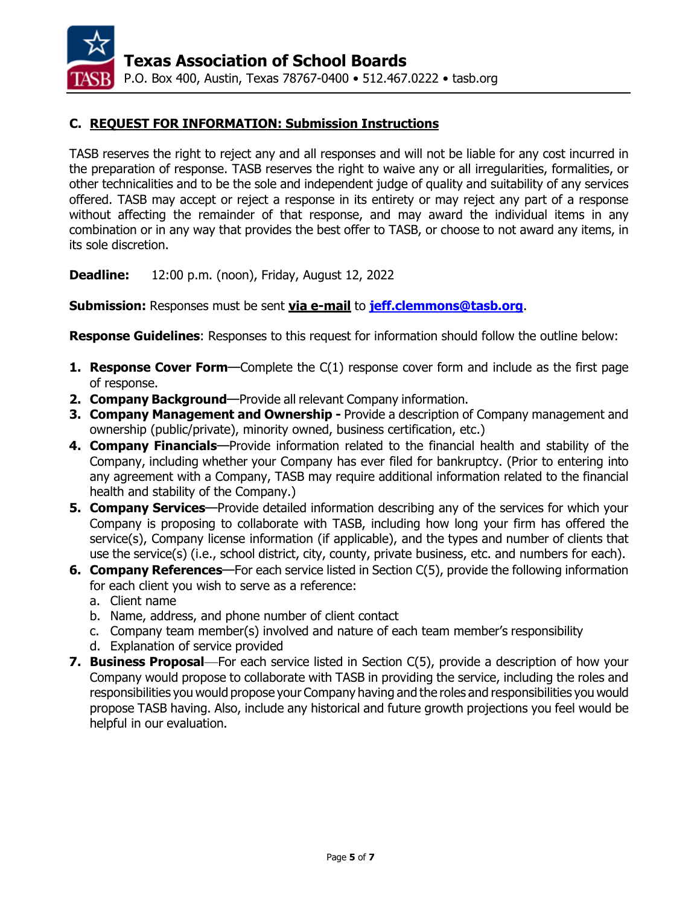## C. REQUEST FOR INFORMATION: Submission Instructions

TASB reserves the right to reject any and all responses and will not be liable for any cost incurred in the preparation of response. TASB reserves the right to waive any or all irregularities, formalities, or other technicalities and to be the sole and independent judge of quality and suitability of any services offered. TASB may accept or reject a response in its entirety or may reject any part of a response without affecting the remainder of that response, and may award the individual items in any combination or in any way that provides the best offer to TASB, or choose to not award any items, in its sole discretion.

**Deadline:** 12:00 p.m. (noon), Friday, August 12, 2022

**Submission:** Responses must be sent **via e-mail** to **jeff.clemmons@tasb.org**.

**Response Guidelines**: Responses to this request for information should follow the outline below:

1. **Response Cover Form**—Complete the C(1) response cover form and include as the first page of response.
2. **Company Background**—Provide all relevant Company information.
3. **Company Management and Ownership -** Provide a description of Company management and ownership (public/private), minority owned, business certification, etc.)
4. **Company Financials**—Provide information related to the financial health and stability of the Company, including whether your Company has ever filed for bankruptcy. (Prior to entering into any agreement with a Company, TASB may require additional information related to the financial health and stability of the Company.)
5. **Company Services**—Provide detailed information describing any of the services for which your Company is proposing to collaborate with TASB, including how long your firm has offered the service(s), Company license information (if applicable), and the types and number of clients that use the service(s) (i.e., school district, city, county, private business, etc. and numbers for each).
6. **Company References**—For each service listed in Section C(5), provide the following information for each client you wish to serve as a reference:
   a. Client name
   b. Name, address, and phone number of client contact
   c. Company team member(s) involved and nature of each team member's responsibility
   d. Explanation of service provided
7. **Business Proposal**—For each service listed in Section C(5), provide a description of how your Company would propose to collaborate with TASB in providing the service, including the roles and responsibilities you would propose your Company having and the roles and responsibilities you would propose TASB having. Also, include any historical and future growth projections you feel would be helpful in our evaluation.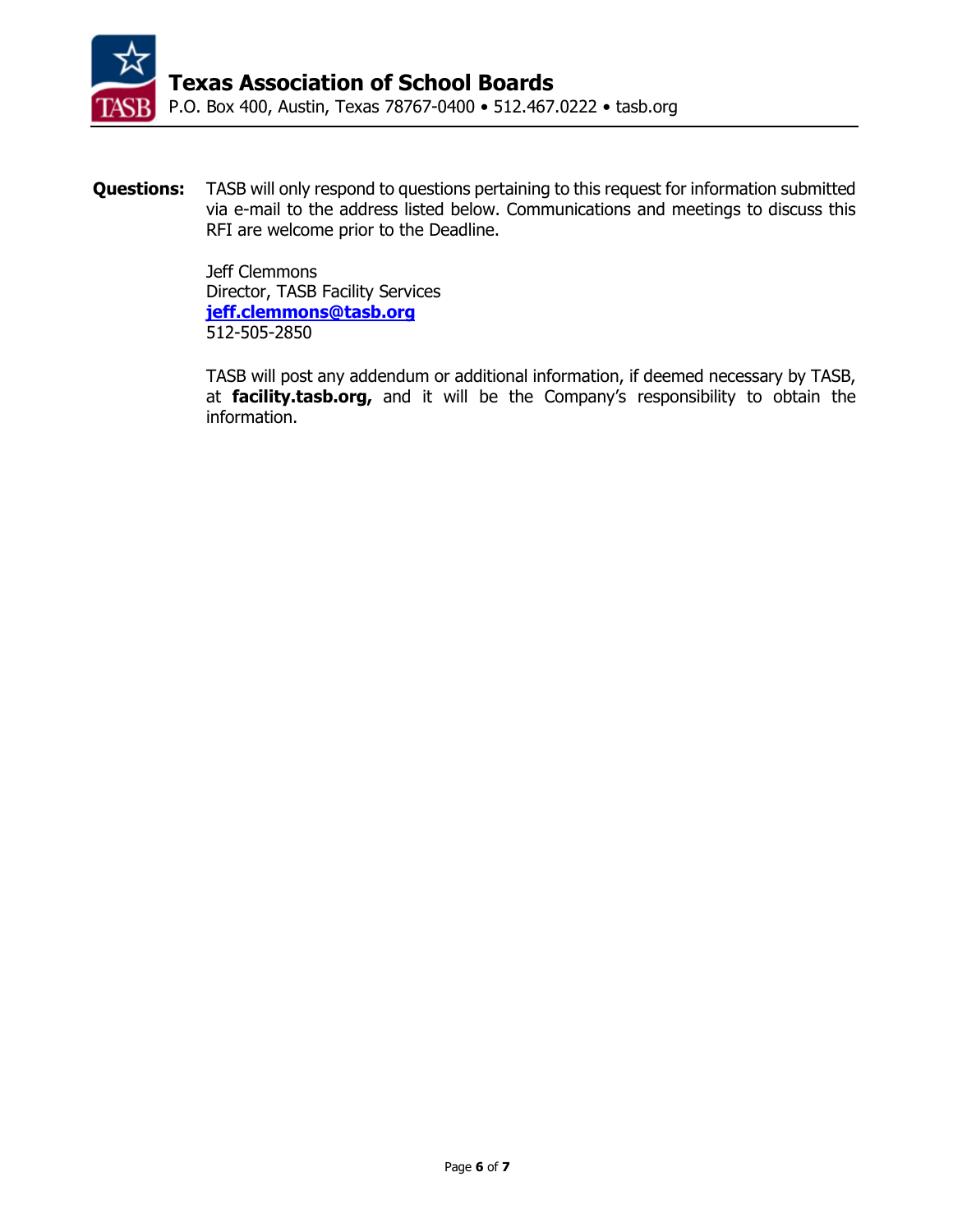**Questions:** TASB will only respond to questions pertaining to this request for information submitted via e-mail to the address listed below. Communications and meetings to discuss this RFI are welcome prior to the Deadline.

Jeff Clemmons
Director, TASB Facility Services
**jeff.clemmons@tasb.org**
512-505-2850

TASB will post any addendum or additional information, if deemed necessary by TASB, at **facility.tasb.org,** and it will be the Company's responsibility to obtain the information.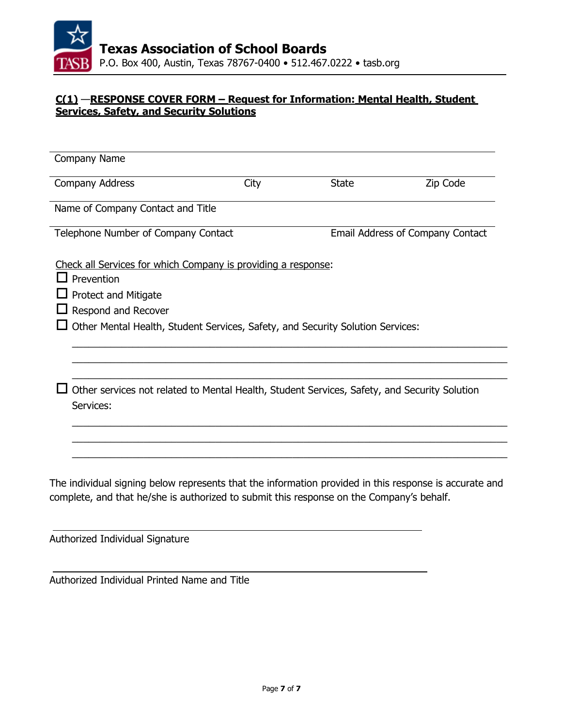**Texas Association of School Boards**
P.O. Box 400, Austin, Texas 78767-0400 • 512.467.0222 • tasb.org

**C(1) —RESPONSE COVER FORM – Request for Information: Mental Health, Student Services, Safety, and Security Solutions**

___________________________________________________________________
Company Name

___________________________________________________________________
Company Address | City | State | Zip Code

___________________________________________________________________
Name of Company Contact and Title

___________________________________________________________________
Telephone Number of Company Contact | Email Address of Company Contact

Check all Services for which Company is providing a response:

☐ Prevention
☐ Protect and Mitigate
☐ Respond and Recover
☐ Other Mental Health, Student Services, Safety, and Security Solution Services:

___________________________________________________________________
___________________________________________________________________
___________________________________________________________________

☐ Other services not related to Mental Health, Student Services, Safety, and Security Solution Services:

___________________________________________________________________
___________________________________________________________________
___________________________________________________________________

The individual signing below represents that the information provided in this response is accurate and complete, and that he/she is authorized to submit this response on the Company's behalf.

___________________________________________________________________
Authorized Individual Signature

___________________________________________________________________
Authorized Individual Printed Name and Title